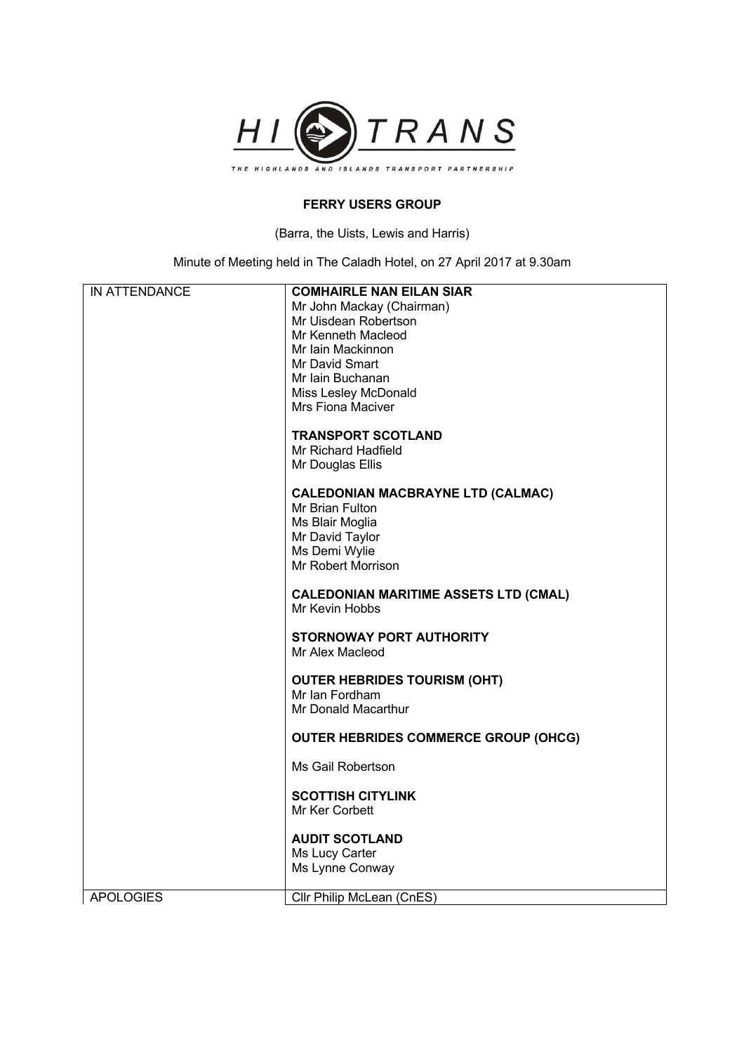HI TRANS

THE HIGHLANDS AND ISLANDS TRANSPORT PARTNERSHIP

# FERRY USERS GROUP

(Barra, the Uists, Lewis and Harris)

Minute of Meeting held in The Caladh Hotel, on 27 April 2017 at 9.30am

| IN ATTENDANCE | **COMHAIRLE NAN EILAN SIAR**<br>Mr John Mackay (Chairman)<br>Mr Uisdean Robertson<br>Mr Kenneth Macleod<br>Mr Iain Mackinnon<br>Mr David Smart<br>Mr Iain Buchanan<br>Miss Lesley McDonald<br>Mrs Fiona Maciver<br><br>**TRANSPORT SCOTLAND**<br>Mr Richard Hadfield<br>Mr Douglas Ellis<br><br>**CALEDONIAN MACBRAYNE LTD (CALMAC)**<br>Mr Brian Fulton<br>Ms Blair Moglia<br>Mr David Taylor<br>Ms Demi Wylie<br>Mr Robert Morrison<br><br>**CALEDONIAN MARITIME ASSETS LTD (CMAL)**<br>Mr Kevin Hobbs<br><br>**STORNOWAY PORT AUTHORITY**<br>Mr Alex Macleod<br><br>**OUTER HEBRIDES TOURISM (OHT)**<br>Mr Ian Fordham<br>Mr Donald Macarthur<br><br>**OUTER HEBRIDES COMMERCE GROUP (OHCG)**<br><br>Ms Gail Robertson<br><br>**SCOTTISH CITYLINK**<br>Mr Ker Corbett<br><br>**AUDIT SCOTLAND**<br>Ms Lucy Carter<br>Ms Lynne Conway |
|---|---|
| APOLOGIES | Cllr Philip McLean (CnES) |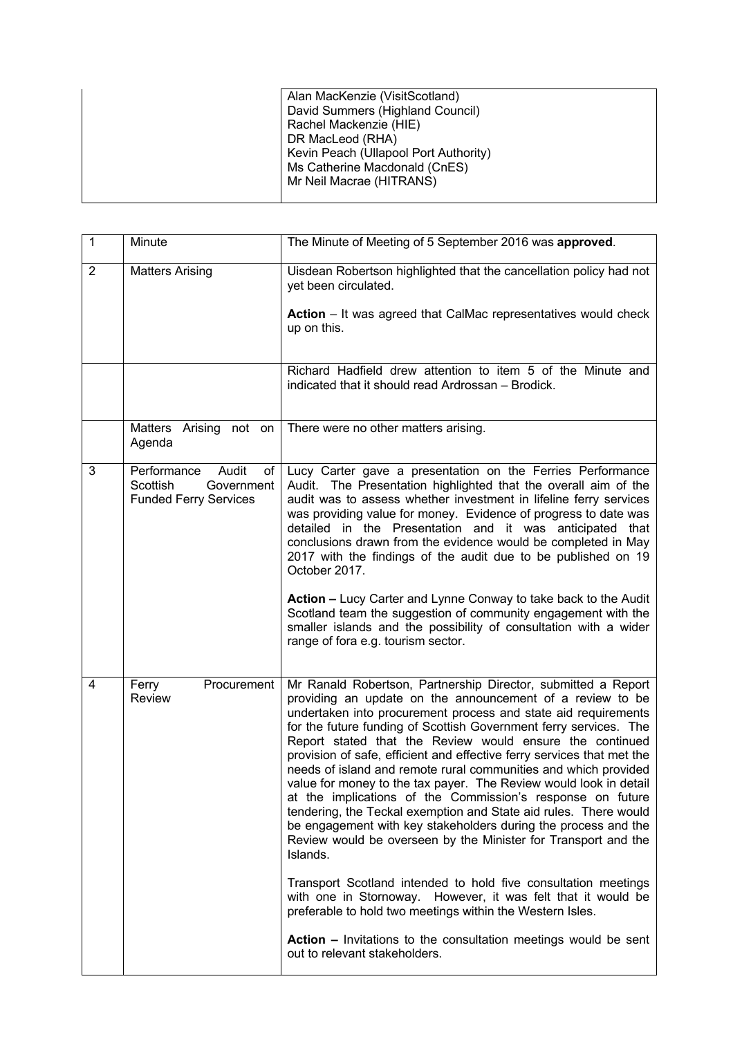| | |
|---|---|
| | Alan MacKenzie (VisitScotland)<br>David Summers (Highland Council)<br>Rachel Mackenzie (HIE)<br>DR MacLeod (RHA)<br>Kevin Peach (Ullapool Port Authority)<br>Ms Catherine Macdonald (CnES)<br>Mr Neil Macrae (HITRANS) |

| | | |
|---|---|---|
| 1 | Minute | The Minute of Meeting of 5 September 2016 was **approved**. |
| 2 | Matters Arising | Uisdean Robertson highlighted that the cancellation policy had not yet been circulated.<br><br>**Action** – It was agreed that CalMac representatives would check up on this. |
| | | Richard Hadfield drew attention to item 5 of the Minute and indicated that it should read Ardrossan – Brodick. |
| | Matters Arising not on Agenda | There were no other matters arising. |
| 3 | Performance Audit of Scottish Government Funded Ferry Services | Lucy Carter gave a presentation on the Ferries Performance Audit. The Presentation highlighted that the overall aim of the audit was to assess whether investment in lifeline ferry services was providing value for money. Evidence of progress to date was detailed in the Presentation and it was anticipated that conclusions drawn from the evidence would be completed in May 2017 with the findings of the audit due to be published on 19 October 2017.<br><br>**Action –** Lucy Carter and Lynne Conway to take back to the Audit Scotland team the suggestion of community engagement with the smaller islands and the possibility of consultation with a wider range of fora e.g. tourism sector. |
| 4 | Ferry Procurement Review | Mr Ranald Robertson, Partnership Director, submitted a Report providing an update on the announcement of a review to be undertaken into procurement process and state aid requirements for the future funding of Scottish Government ferry services. The Report stated that the Review would ensure the continued provision of safe, efficient and effective ferry services that met the needs of island and remote rural communities and which provided value for money to the tax payer. The Review would look in detail at the implications of the Commission's response on future tendering, the Teckal exemption and State aid rules. There would be engagement with key stakeholders during the process and the Review would be overseen by the Minister for Transport and the Islands.<br><br>Transport Scotland intended to hold five consultation meetings with one in Stornoway. However, it was felt that it would be preferable to hold two meetings within the Western Isles.<br><br>**Action –** Invitations to the consultation meetings would be sent out to relevant stakeholders. |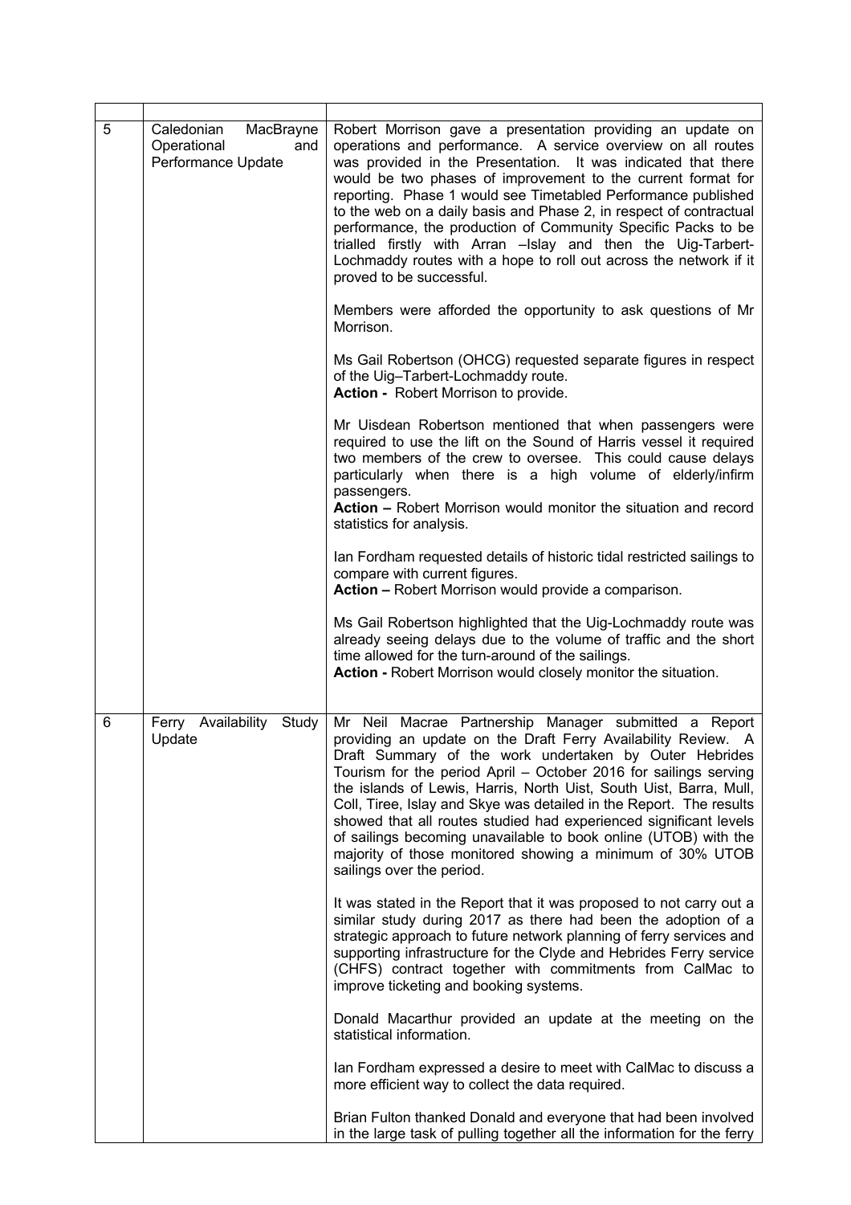| | | |
|---|---|---|
| 5 | Caledonian MacBrayne Operational and Performance Update | Robert Morrison gave a presentation providing an update on operations and performance. A service overview on all routes was provided in the Presentation. It was indicated that there would be two phases of improvement to the current format for reporting. Phase 1 would see Timetabled Performance published to the web on a daily basis and Phase 2, in respect of contractual performance, the production of Community Specific Packs to be trialled firstly with Arran –Islay and then the Uig-Tarbert-Lochmaddy routes with a hope to roll out across the network if it proved to be successful.<br><br>Members were afforded the opportunity to ask questions of Mr Morrison.<br><br>Ms Gail Robertson (OHCG) requested separate figures in respect of the Uig–Tarbert-Lochmaddy route.<br>**Action -** Robert Morrison to provide.<br><br>Mr Uisdean Robertson mentioned that when passengers were required to use the lift on the Sound of Harris vessel it required two members of the crew to oversee. This could cause delays particularly when there is a high volume of elderly/infirm passengers.<br>**Action –** Robert Morrison would monitor the situation and record statistics for analysis.<br><br>Ian Fordham requested details of historic tidal restricted sailings to compare with current figures.<br>**Action –** Robert Morrison would provide a comparison.<br><br>Ms Gail Robertson highlighted that the Uig-Lochmaddy route was already seeing delays due to the volume of traffic and the short time allowed for the turn-around of the sailings.<br>**Action -** Robert Morrison would closely monitor the situation. |
| 6 | Ferry Availability Study Update | Mr Neil Macrae Partnership Manager submitted a Report providing an update on the Draft Ferry Availability Review. A Draft Summary of the work undertaken by Outer Hebrides Tourism for the period April – October 2016 for sailings serving the islands of Lewis, Harris, North Uist, South Uist, Barra, Mull, Coll, Tiree, Islay and Skye was detailed in the Report. The results showed that all routes studied had experienced significant levels of sailings becoming unavailable to book online (UTOB) with the majority of those monitored showing a minimum of 30% UTOB sailings over the period.<br><br>It was stated in the Report that it was proposed to not carry out a similar study during 2017 as there had been the adoption of a strategic approach to future network planning of ferry services and supporting infrastructure for the Clyde and Hebrides Ferry service (CHFS) contract together with commitments from CalMac to improve ticketing and booking systems.<br><br>Donald Macarthur provided an update at the meeting on the statistical information.<br><br>Ian Fordham expressed a desire to meet with CalMac to discuss a more efficient way to collect the data required.<br><br>Brian Fulton thanked Donald and everyone that had been involved in the large task of pulling together all the information for the ferry |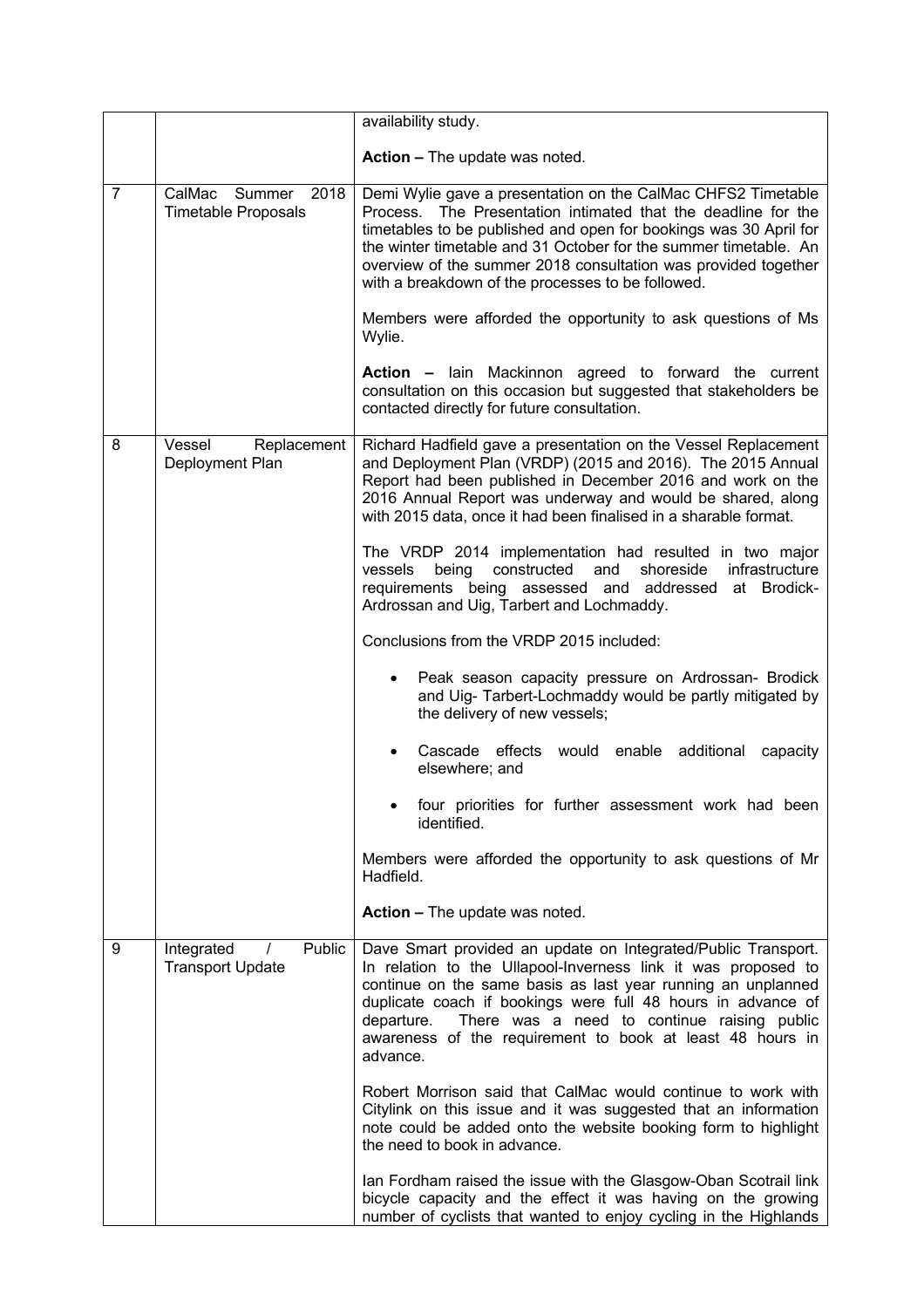| | | |
|---|---|---|
| | | availability study.<br><br>**Action –** The update was noted. |
| 7 | CalMac Summer 2018 Timetable Proposals | Demi Wylie gave a presentation on the CalMac CHFS2 Timetable Process. The Presentation intimated that the deadline for the timetables to be published and open for bookings was 30 April for the winter timetable and 31 October for the summer timetable. An overview of the summer 2018 consultation was provided together with a breakdown of the processes to be followed.<br><br>Members were afforded the opportunity to ask questions of Ms Wylie.<br><br>**Action –** Iain Mackinnon agreed to forward the current consultation on this occasion but suggested that stakeholders be contacted directly for future consultation. |
| 8 | Vessel Replacement Deployment Plan | Richard Hadfield gave a presentation on the Vessel Replacement and Deployment Plan (VRDP) (2015 and 2016). The 2015 Annual Report had been published in December 2016 and work on the 2016 Annual Report was underway and would be shared, along with 2015 data, once it had been finalised in a sharable format.<br><br>The VRDP 2014 implementation had resulted in two major vessels being constructed and shoreside infrastructure requirements being assessed and addressed at Brodick-Ardrossan and Uig, Tarbert and Lochmaddy.<br><br>Conclusions from the VRDP 2015 included:<br><br>• Peak season capacity pressure on Ardrossan- Brodick and Uig- Tarbert-Lochmaddy would be partly mitigated by the delivery of new vessels;<br><br>• Cascade effects would enable additional capacity elsewhere; and<br><br>• four priorities for further assessment work had been identified.<br><br>Members were afforded the opportunity to ask questions of Mr Hadfield.<br><br>**Action –** The update was noted. |
| 9 | Integrated / Public Transport Update | Dave Smart provided an update on Integrated/Public Transport. In relation to the Ullapool-Inverness link it was proposed to continue on the same basis as last year running an unplanned duplicate coach if bookings were full 48 hours in advance of departure. There was a need to continue raising public awareness of the requirement to book at least 48 hours in advance.<br><br>Robert Morrison said that CalMac would continue to work with Citylink on this issue and it was suggested that an information note could be added onto the website booking form to highlight the need to book in advance.<br><br>Ian Fordham raised the issue with the Glasgow-Oban Scotrail link bicycle capacity and the effect it was having on the growing number of cyclists that wanted to enjoy cycling in the Highlands |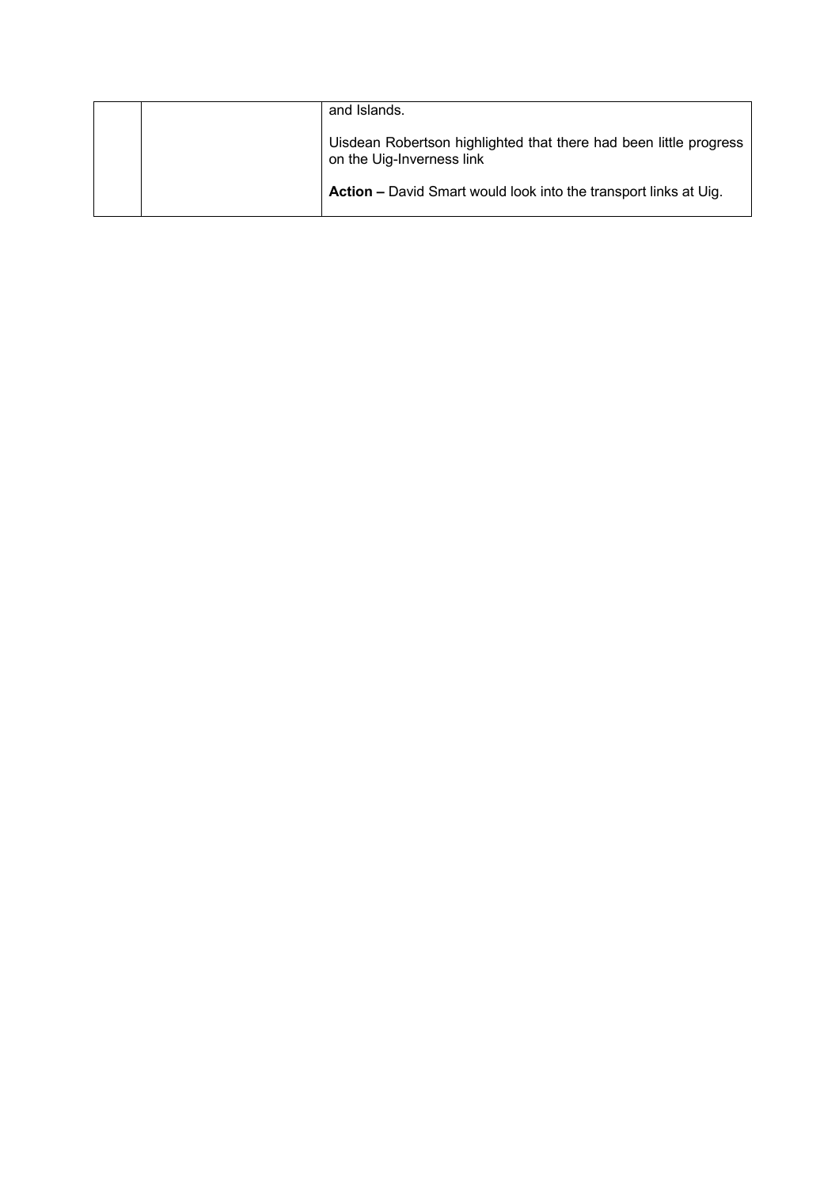|  |  | and Islands.<br><br>Uisdean Robertson highlighted that there had been little progress on the Uig-Inverness link<br><br>**Action –** David Smart would look into the transport links at Uig. |
|---|---|---|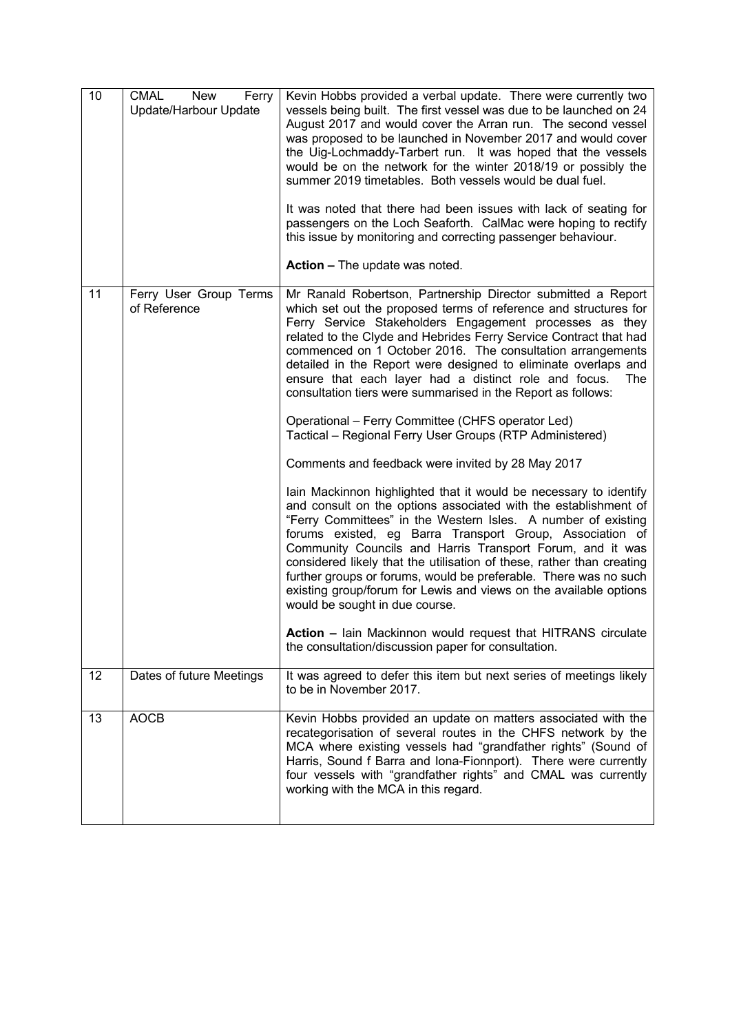| | | |
|---|---|---|
| 10 | CMAL New Ferry Update/Harbour Update | Kevin Hobbs provided a verbal update. There were currently two vessels being built. The first vessel was due to be launched on 24 August 2017 and would cover the Arran run. The second vessel was proposed to be launched in November 2017 and would cover the Uig-Lochmaddy-Tarbert run. It was hoped that the vessels would be on the network for the winter 2018/19 or possibly the summer 2019 timetables. Both vessels would be dual fuel.<br><br>It was noted that there had been issues with lack of seating for passengers on the Loch Seaforth. CalMac were hoping to rectify this issue by monitoring and correcting passenger behaviour.<br><br>**Action –** The update was noted. |
| 11 | Ferry User Group Terms of Reference | Mr Ranald Robertson, Partnership Director submitted a Report which set out the proposed terms of reference and structures for Ferry Service Stakeholders Engagement processes as they related to the Clyde and Hebrides Ferry Service Contract that had commenced on 1 October 2016. The consultation arrangements detailed in the Report were designed to eliminate overlaps and ensure that each layer had a distinct role and focus. The consultation tiers were summarised in the Report as follows:<br><br>Operational – Ferry Committee (CHFS operator Led)<br>Tactical – Regional Ferry User Groups (RTP Administered)<br><br>Comments and feedback were invited by 28 May 2017<br><br>Iain Mackinnon highlighted that it would be necessary to identify and consult on the options associated with the establishment of "Ferry Committees" in the Western Isles. A number of existing forums existed, eg Barra Transport Group, Association of Community Councils and Harris Transport Forum, and it was considered likely that the utilisation of these, rather than creating further groups or forums, would be preferable. There was no such existing group/forum for Lewis and views on the available options would be sought in due course.<br><br>**Action –** Iain Mackinnon would request that HITRANS circulate the consultation/discussion paper for consultation. |
| 12 | Dates of future Meetings | It was agreed to defer this item but next series of meetings likely to be in November 2017. |
| 13 | AOCB | Kevin Hobbs provided an update on matters associated with the recategorisation of several routes in the CHFS network by the MCA where existing vessels had "grandfather rights" (Sound of Harris, Sound f Barra and Iona-Fionnport). There were currently four vessels with "grandfather rights" and CMAL was currently working with the MCA in this regard. |